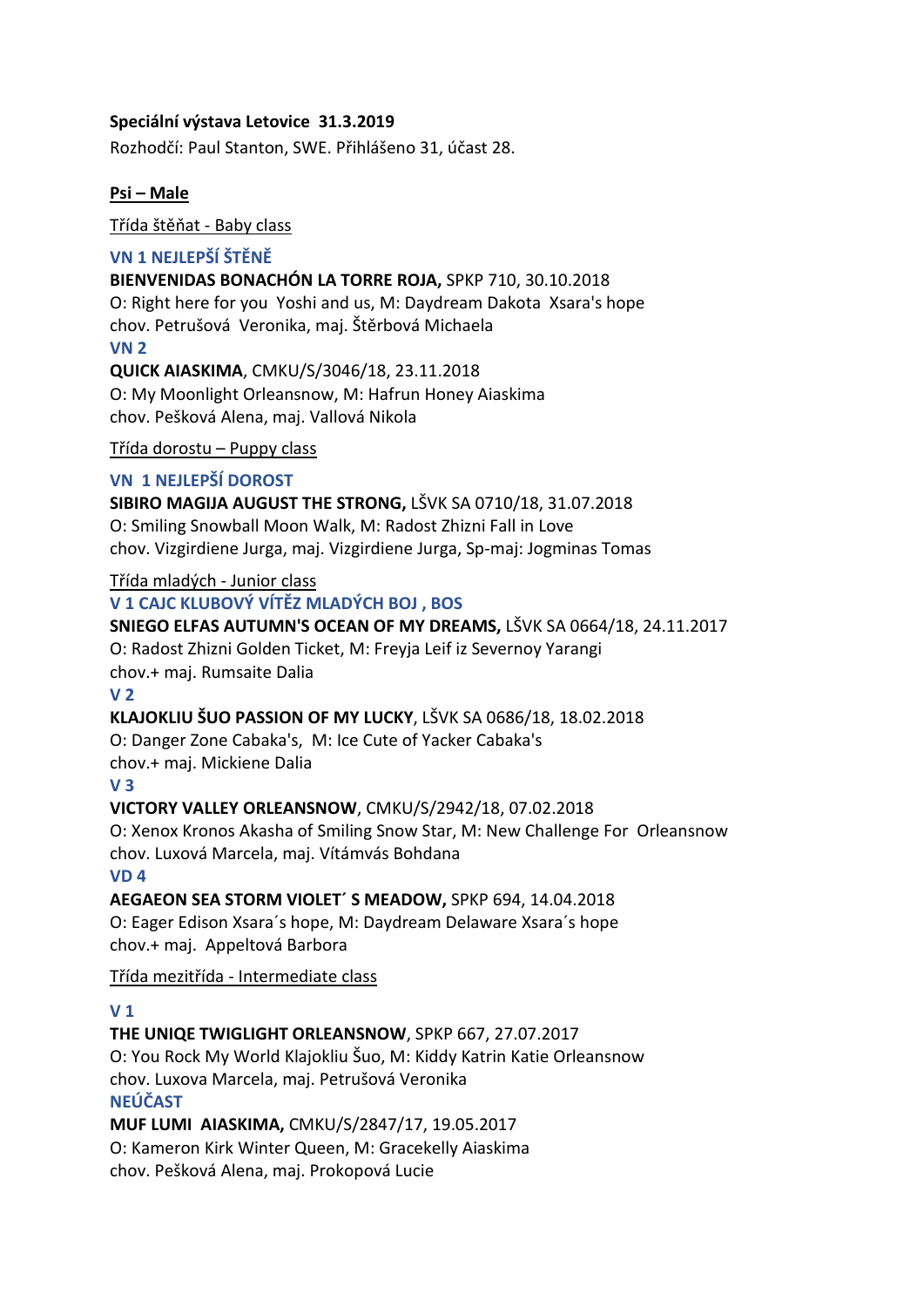**Speciální výstava Letovice  31.3.2019**

Rozhodčí: Paul Stanton, SWE. Přihlášeno 31, účast 28.

**Psi – Male**

Třída štěňat - Baby class

**VN 1 NEJLEPŠÍ ŠTĚNĚ**

**BIENVENIDAS BONACHÓN LA TORRE ROJA,** SPKP 710, 30.10.2018
O: Right here for you  Yoshi and us, M: Daydream Dakota  Xsara's hope
chov. Petrušová  Veronika, maj. Štěrbová Michaela

**VN 2**

**QUICK AIASKIMA**, CMKU/S/3046/18, 23.11.2018
O: My Moonlight Orleansnow, M: Hafrun Honey Aiaskima
chov. Pešková Alena, maj. Vallová Nikola

Třída dorostu – Puppy class

**VN  1 NEJLEPŠÍ DOROST**

**SIBIRO MAGIJA AUGUST THE STRONG,** LŠVK SA 0710/18, 31.07.2018
O: Smiling Snowball Moon Walk, M: Radost Zhizni Fall in Love
chov. Vizgirdiene Jurga, maj. Vizgirdiene Jurga, Sp-maj: Jogminas Tomas

Třída mladých - Junior class

**V 1 CAJC KLUBOVÝ VÍTĚZ MLADÝCH BOJ , BOS**

**SNIEGO ELFAS AUTUMN'S OCEAN OF MY DREAMS,** LŠVK SA 0664/18, 24.11.2017
O: Radost Zhizni Golden Ticket, M: Freyja Leif iz Severnoy Yarangi
chov.+ maj. Rumsaite Dalia

**V 2**

**KLAJOKLIU ŠUO PASSION OF MY LUCKY**, LŠVK SA 0686/18, 18.02.2018
O: Danger Zone Cabaka's,  M: Ice Cute of Yacker Cabaka's
chov.+ maj. Mickiene Dalia

**V 3**

**VICTORY VALLEY ORLEANSNOW**, CMKU/S/2942/18, 07.02.2018
O: Xenox Kronos Akasha of Smiling Snow Star, M: New Challenge For  Orleansnow
chov. Luxová Marcela, maj. Vítámvás Bohdana

**VD 4**

**AEGAEON SEA STORM VIOLET´ S MEADOW,** SPKP 694, 14.04.2018
O: Eager Edison Xsara´s hope, M: Daydream Delaware Xsara´s hope
chov.+ maj.  Appeltová Barbora

Třída mezitřída - Intermediate class

**V 1**

**THE UNIQE TWIGLIGHT ORLEANSNOW**, SPKP 667, 27.07.2017
O: You Rock My World Klajokliu Šuo, M: Kiddy Katrin Katie Orleansnow
chov. Luxova Marcela, maj. Petrušová Veronika

**NEÚČAST**

**MUF LUMI  AIASKIMA,** CMKU/S/2847/17, 19.05.2017
O: Kameron Kirk Winter Queen, M: Gracekelly Aiaskima
chov. Pešková Alena, maj. Prokopová Lucie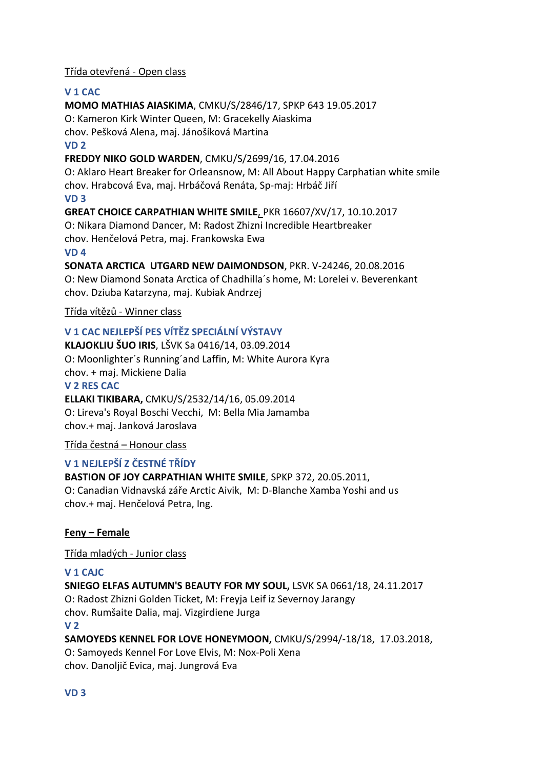Třída otevřená - Open class

**V 1 CAC**

**MOMO MATHIAS AIASKIMA**, CMKU/S/2846/17, SPKP 643 19.05.2017
O: Kameron Kirk Winter Queen, M: Gracekelly Aiaskima
chov. Pešková Alena, maj. Jánošíková Martina

**VD 2**

**FREDDY NIKO GOLD WARDEN**, CMKU/S/2699/16, 17.04.2016
O: Aklaro Heart Breaker for Orleansnow, M: All About Happy Carphatian white smile
chov. Hrabcová Eva, maj. Hrbáčová Renáta, Sp-maj: Hrbáč Jiří

**VD 3**

**GREAT CHOICE CARPATHIAN WHITE SMILE**, PKR 16607/XV/17, 10.10.2017
O: Nikara Diamond Dancer, M: Radost Zhizni Incredible Heartbreaker
chov. Henčelová Petra, maj. Frankowska Ewa

**VD 4**

**SONATA ARCTICA UTGARD NEW DAIMONDSON**, PKR. V-24246, 20.08.2016
O: New Diamond Sonata Arctica of Chadhilla´s home, M: Lorelei v. Beverenkant
chov. Dziuba Katarzyna, maj. Kubiak Andrzej

Třída vítězů - Winner class

**V 1 CAC NEJLEPŠÍ PES VÍTĚZ SPECIÁLNÍ VÝSTAVY**

**KLAJOKLIU ŠUO IRIS**, LŠVK Sa 0416/14, 03.09.2014
O: Moonlighter´s Running´and Laffin, M: White Aurora Kyra
chov. + maj. Mickiene Dalia

**V 2 RES CAC**

**ELLAKI TIKIBARA,** CMKU/S/2532/14/16, 05.09.2014
O: Lireva's Royal Boschi Vecchi, M: Bella Mia Jamamba
chov.+ maj. Janková Jaroslava

Třída čestná – Honour class

**V 1 NEJLEPŠÍ Z ČESTNÉ TŘÍDY**

**BASTION OF JOY CARPATHIAN WHITE SMILE**, SPKP 372, 20.05.2011,
O: Canadian Vidnavská záře Arctic Aivik, M: D-Blanche Xamba Yoshi and us
chov.+ maj. Henčelová Petra, Ing.

## Feny – Female

Třída mladých - Junior class

**V 1 CAJC**

**SNIEGO ELFAS AUTUMN'S BEAUTY FOR MY SOUL,** LSVK SA 0661/18, 24.11.2017
O: Radost Zhizni Golden Ticket, M: Freyja Leif iz Severnoy Jarangy
chov. Rumšaite Dalia, maj. Vizgirdiene Jurga

**V 2**

**SAMOYEDS KENNEL FOR LOVE HONEYMOON,** CMKU/S/2994/-18/18, 17.03.2018,
O: Samoyeds Kennel For Love Elvis, M: Nox-Poli Xena
chov. Danoljič Evica, maj. Jungrová Eva

**VD 3**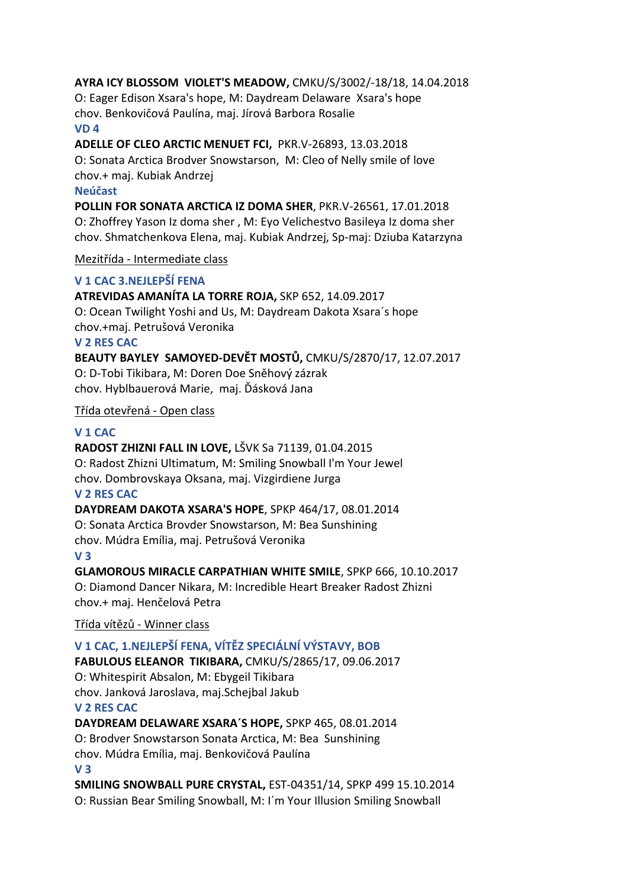**AYRA ICY BLOSSOM VIOLET'S MEADOW,** CMKU/S/3002/-18/18, 14.04.2018
O: Eager Edison Xsara's hope, M: Daydream Delaware Xsara's hope
chov. Benkovičová Paulína, maj. Jírová Barbora Rosalie

**VD 4**

**ADELLE OF CLEO ARCTIC MENUET FCI,** PKR.V-26893, 13.03.2018
O: Sonata Arctica Brodver Snowstarson, M: Cleo of Nelly smile of love
chov.+ maj. Kubiak Andrzej

**Neúčast**

**POLLIN FOR SONATA ARCTICA IZ DOMA SHER**, PKR.V-26561, 17.01.2018
O: Zhoffrey Yason Iz doma sher , M: Eyo Velichestvo Basileya Iz doma sher
chov. Shmatchenkova Elena, maj. Kubiak Andrzej, Sp-maj: Dziuba Katarzyna

Mezitřída - Intermediate class

**V 1 CAC 3.NEJLEPŠÍ FENA**

**ATREVIDAS AMANÍTA LA TORRE ROJA,** SKP 652, 14.09.2017
O: Ocean Twilight Yoshi and Us, M: Daydream Dakota Xsara´s hope
chov.+maj. Petrušová Veronika

**V 2 RES CAC**

**BEAUTY BAYLEY SAMOYED-DEVĚT MOSTŮ,** CMKU/S/2870/17, 12.07.2017
O: D-Tobi Tikibara, M: Doren Doe Sněhový zázrak
chov. Hyblbauerová Marie, maj. Ďásková Jana

Třída otevřená - Open class

**V 1 CAC**

**RADOST ZHIZNI FALL IN LOVE,** LŠVK Sa 71139, 01.04.2015
O: Radost Zhizni Ultimatum, M: Smiling Snowball I'm Your Jewel
chov. Dombrovskaya Oksana, maj. Vizgirdiene Jurga

**V 2 RES CAC**

**DAYDREAM DAKOTA XSARA'S HOPE**, SPKP 464/17, 08.01.2014
O: Sonata Arctica Brovder Snowstarson, M: Bea Sunshining
chov. Múdra Emília, maj. Petrušová Veronika

**V 3**

**GLAMOROUS MIRACLE CARPATHIAN WHITE SMILE**, SPKP 666, 10.10.2017
O: Diamond Dancer Nikara, M: Incredible Heart Breaker Radost Zhizni
chov.+ maj. Henčelová Petra

Třída vítězů - Winner class

**V 1 CAC, 1.NEJLEPŠÍ FENA, VÍTĚZ SPECIÁLNÍ VÝSTAVY, BOB**

**FABULOUS ELEANOR TIKIBARA,** CMKU/S/2865/17, 09.06.2017
O: Whitespirit Absalon, M: Ebygeil Tikibara
chov. Janková Jaroslava, maj.Schejbal Jakub

**V 2 RES CAC**

**DAYDREAM DELAWARE XSARA´S HOPE,** SPKP 465, 08.01.2014
O: Brodver Snowstarson Sonata Arctica, M: Bea Sunshining
chov. Múdra Emília, maj. Benkovičová Paulína

**V 3**

**SMILING SNOWBALL PURE CRYSTAL,** EST-04351/14, SPKP 499 15.10.2014
O: Russian Bear Smiling Snowball, M: I´m Your Illusion Smiling Snowball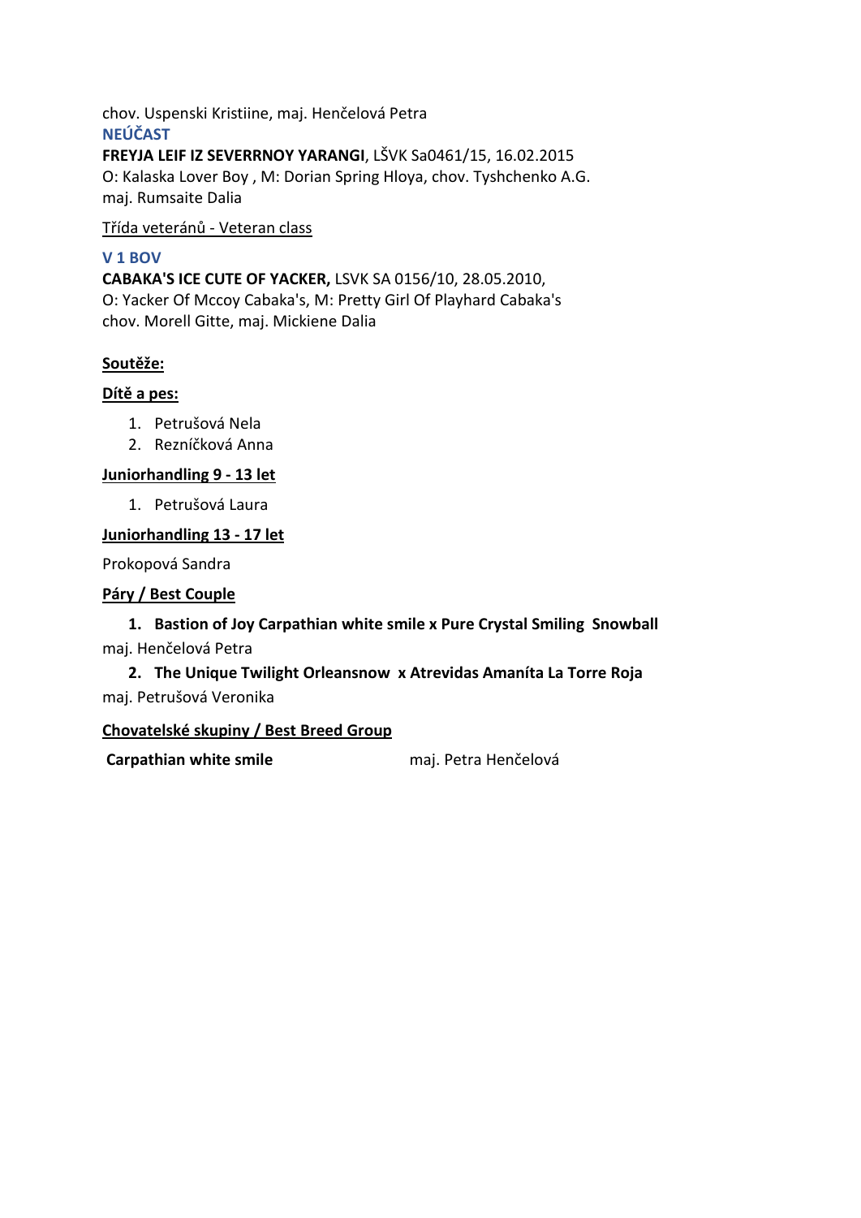chov. Uspenski Kristiine, maj. Henčelová Petra

**NEÚČAST**

**FREYJA LEIF IZ SEVERRNOY YARANGI**, LŠVK Sa0461/15, 16.02.2015
O: Kalaska Lover Boy , M: Dorian Spring Hloya, chov. Tyshchenko A.G.
maj. Rumsaite Dalia

Třída veteránů - Veteran class

**V 1 BOV**

**CABAKA'S ICE CUTE OF YACKER,** LSVK SA 0156/10, 28.05.2010,
O: Yacker Of Mccoy Cabaka's, M: Pretty Girl Of Playhard Cabaka's
chov. Morell Gitte, maj. Mickiene Dalia

**Soutěže:**

**Dítě a pes:**

1. Petrušová Nela
2. Rezníčková Anna

**Juniorhandling 9 - 13 let**

1. Petrušová Laura

**Juniorhandling 13 - 17 let**

Prokopová Sandra

**Páry / Best Couple**

1. **Bastion of Joy Carpathian white smile x Pure Crystal Smiling Snowball**

maj. Henčelová Petra

2. **The Unique Twilight Orleansnow x Atrevidas Amaníta La Torre Roja**

maj. Petrušová Veronika

**Chovatelské skupiny / Best Breed Group**

**Carpathian white smile** maj. Petra Henčelová